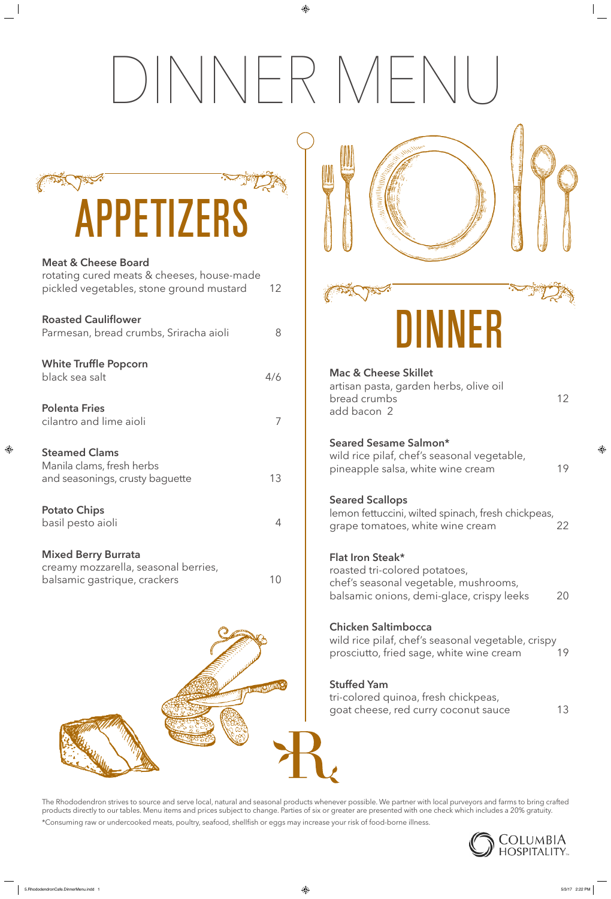# DINNER MENU

## APPETIZERS

**Meat & Cheese Board**
rotating cured meats & cheeses, house-made pickled vegetables, stone ground mustard — 12

**Roasted Cauliflower**
Parmesan, bread crumbs, Sriracha aioli — 8

**White Truffle Popcorn**
black sea salt — 4/6

**Polenta Fries**
cilantro and lime aioli — 7

**Steamed Clams**
Manila clams, fresh herbs and seasonings, crusty baguette — 13

**Potato Chips**
basil pesto aioli — 4

**Mixed Berry Burrata**
creamy mozzarella, seasonal berries, balsamic gastrique, crackers — 10

## DINNER

**Mac & Cheese Skillet**
artisan pasta, garden herbs, olive oil bread crumbs — 12
add bacon 2

**Seared Sesame Salmon***
wild rice pilaf, chef's seasonal vegetable, pineapple salsa, white wine cream — 19

**Seared Scallops**
lemon fettuccini, wilted spinach, fresh chickpeas, grape tomatoes, white wine cream — 22

**Flat Iron Steak***
roasted tri-colored potatoes, chef's seasonal vegetable, mushrooms, balsamic onions, demi-glace, crispy leeks — 20

**Chicken Saltimbocca**
wild rice pilaf, chef's seasonal vegetable, crispy prosciutto, fried sage, white wine cream — 19

**Stuffed Yam**
tri-colored quinoa, fresh chickpeas, goat cheese, red curry coconut sauce — 13

The Rhododendron strives to source and serve local, natural and seasonal products whenever possible. We partner with local purveyors and farms to bring crafted products directly to our tables. Menu items and prices subject to change. Parties of six or greater are presented with one check which includes a 20% gratuity.

*Consuming raw or undercooked meats, poultry, seafood, shellfish or eggs may increase your risk of food-borne illness.

COLUMBIA HOSPITALITY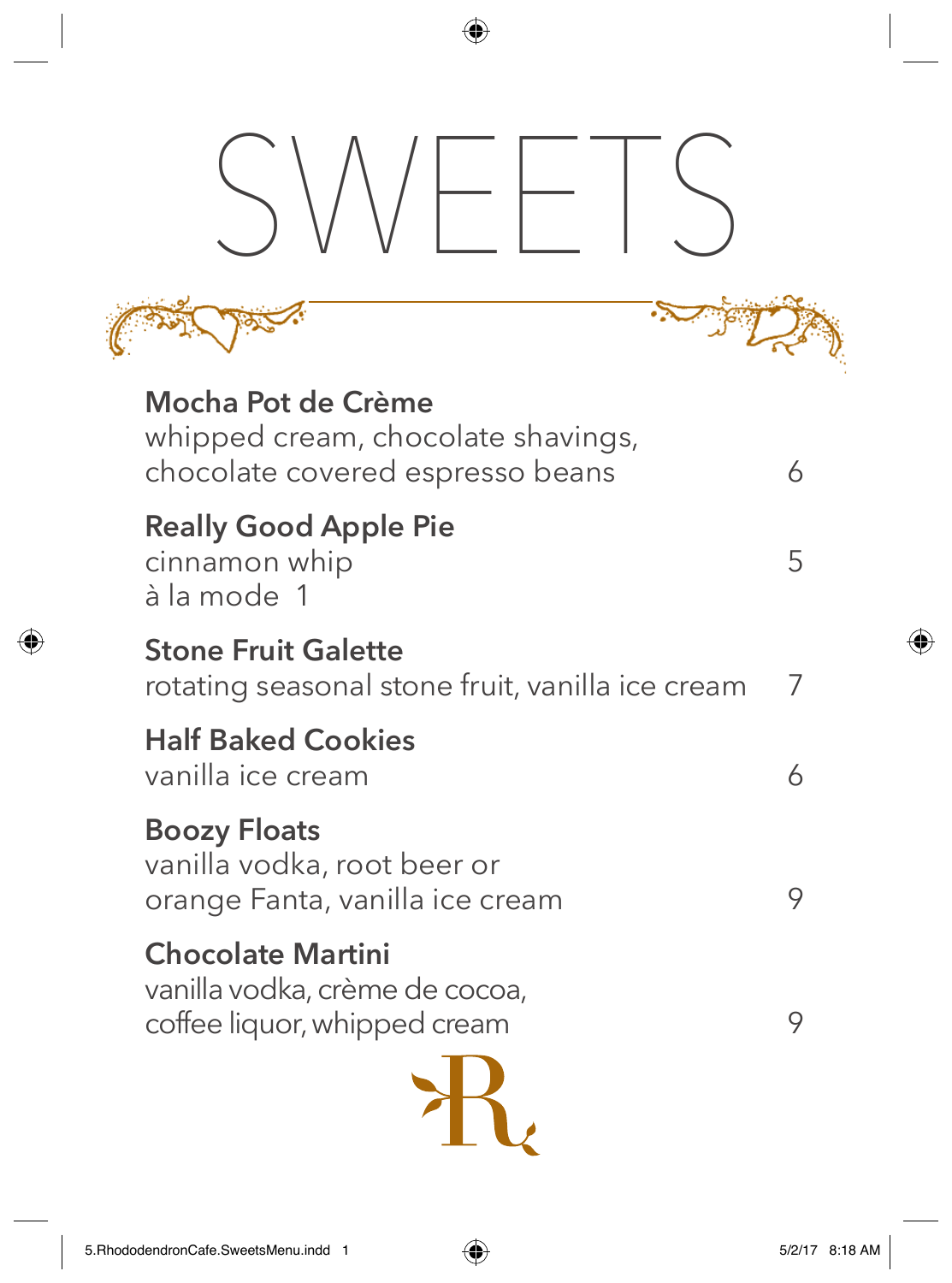# SWEETS

**Mocha Pot de Crème**
whipped cream, chocolate shavings,
chocolate covered espresso beans 6

**Really Good Apple Pie**
cinnamon whip 5
à la mode 1

**Stone Fruit Galette**
rotating seasonal stone fruit, vanilla ice cream 7

**Half Baked Cookies**
vanilla ice cream 6

**Boozy Floats**
vanilla vodka, root beer or
orange Fanta, vanilla ice cream 9

**Chocolate Martini**
vanilla vodka, crème de cocoa,
coffee liquor, whipped cream 9